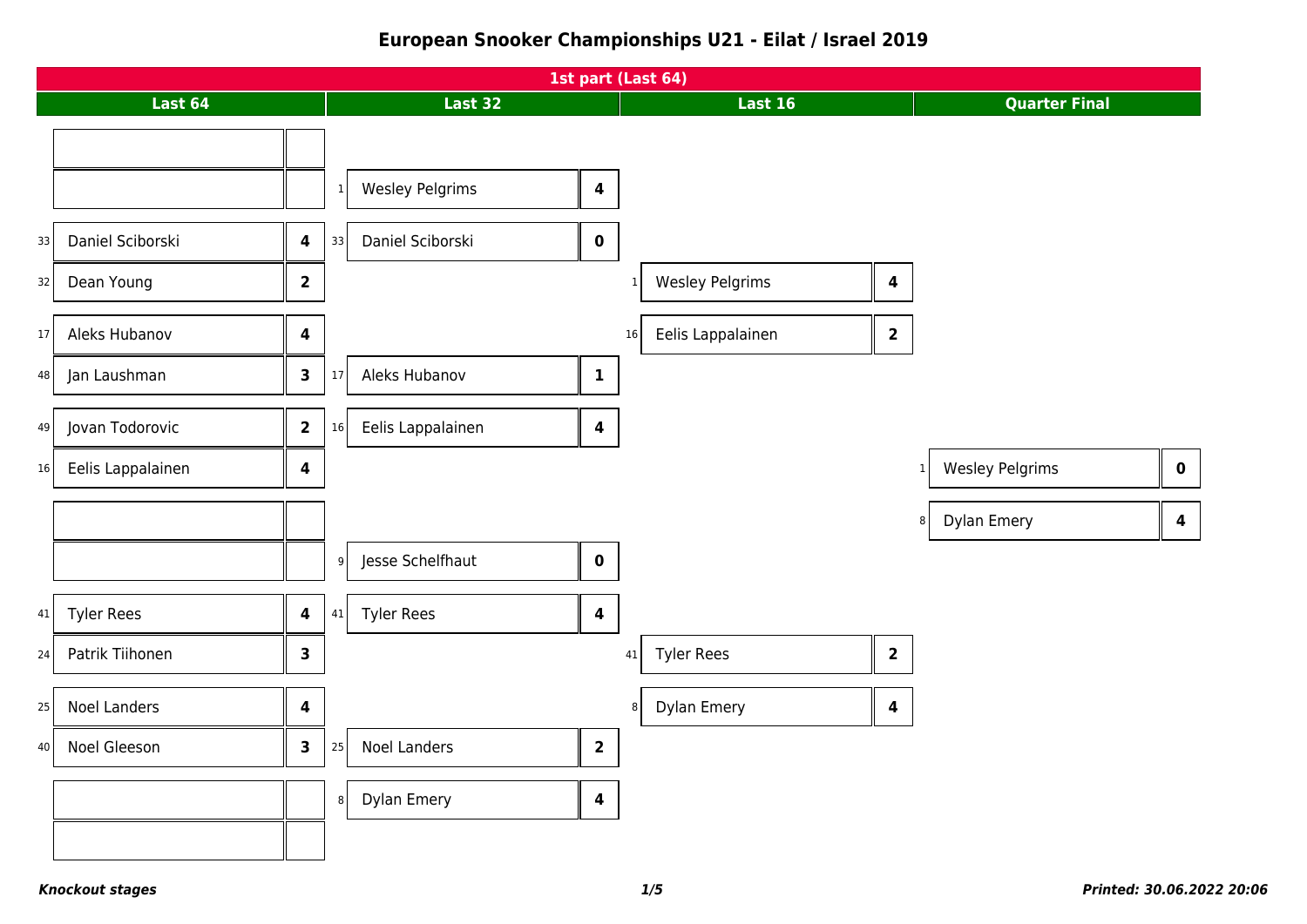# European Snooker Championships U21 - Eilat / Israel 2019

## 1st part (Last 64)

### Last 64

| Seed | Player | Score |
|---|---|---|
| | | |
| | | |
| 33 | Daniel Sciborski | 4 |
| 32 | Dean Young | 2 |
| 17 | Aleks Hubanov | 4 |
| 48 | Jan Laushman | 3 |
| 49 | Jovan Todorovic | 2 |
| 16 | Eelis Lappalainen | 4 |
| | | |
| | | |
| 41 | Tyler Rees | 4 |
| 24 | Patrik Tiihonen | 3 |
| 25 | Noel Landers | 4 |
| 40 | Noel Gleeson | 3 |
| | | |
| | | |

### Last 32

| Seed | Player | Score |
|---|---|---|
| 1 | Wesley Pelgrims | 4 |
| 33 | Daniel Sciborski | 0 |
| 17 | Aleks Hubanov | 1 |
| 16 | Eelis Lappalainen | 4 |
| 9 | Jesse Schelfhaut | 0 |
| 41 | Tyler Rees | 4 |
| 25 | Noel Landers | 2 |
| 8 | Dylan Emery | 4 |

### Last 16

| Seed | Player | Score |
|---|---|---|
| 1 | Wesley Pelgrims | 4 |
| 16 | Eelis Lappalainen | 2 |
| 41 | Tyler Rees | 2 |
| 8 | Dylan Emery | 4 |

### Quarter Final

| Seed | Player | Score |
|---|---|---|
| 1 | Wesley Pelgrims | 0 |
| 8 | Dylan Emery | 4 |

*Knockout stages*

*Printed: 30.06.2022 20:06*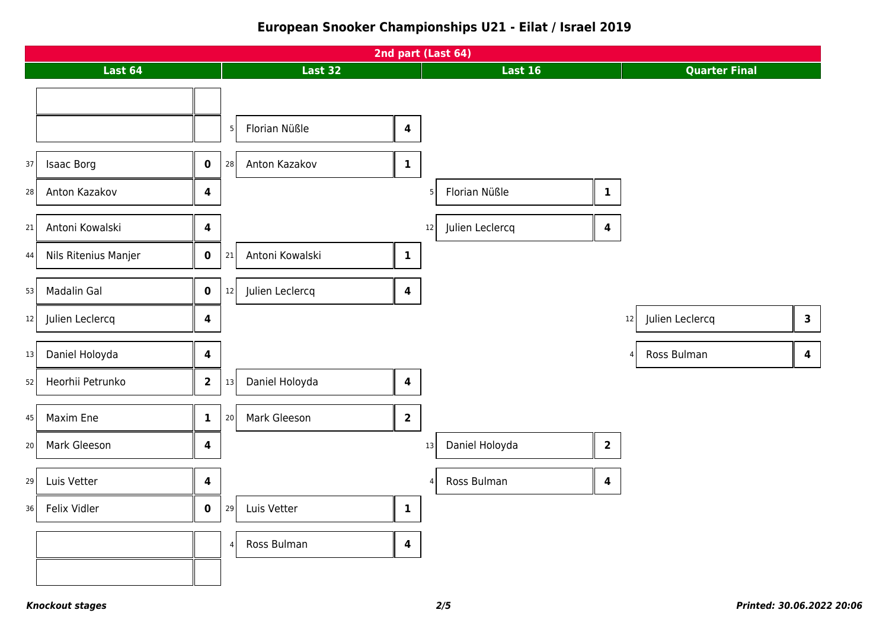# European Snooker Championships U21 - Eilat / Israel 2019

## 2nd part (Last 64)

### Last 64

| Seed | Player | Score |
|---|---|---|
| | | |
| | | |
| 37 | Isaac Borg | 0 |
| 28 | Anton Kazakov | 4 |
| 21 | Antoni Kowalski | 4 |
| 44 | Nils Ritenius Manjer | 0 |
| 53 | Madalin Gal | 0 |
| 12 | Julien Leclercq | 4 |
| 13 | Daniel Holoyda | 4 |
| 52 | Heorhii Petrunko | 2 |
| 45 | Maxim Ene | 1 |
| 20 | Mark Gleeson | 4 |
| 29 | Luis Vetter | 4 |
| 36 | Felix Vidler | 0 |
| | | |
| | | |

### Last 32

| Seed | Player | Score |
|---|---|---|
| 5 | Florian Nüßle | 4 |
| 28 | Anton Kazakov | 1 |
| 21 | Antoni Kowalski | 1 |
| 12 | Julien Leclercq | 4 |
| 13 | Daniel Holoyda | 4 |
| 20 | Mark Gleeson | 2 |
| 29 | Luis Vetter | 1 |
| 4 | Ross Bulman | 4 |

### Last 16

| Seed | Player | Score |
|---|---|---|
| 5 | Florian Nüßle | 1 |
| 12 | Julien Leclercq | 4 |
| 13 | Daniel Holoyda | 2 |
| 4 | Ross Bulman | 4 |

### Quarter Final

| Seed | Player | Score |
|---|---|---|
| 12 | Julien Leclercq | 3 |
| 4 | Ross Bulman | 4 |

*Knockout stages* — *Printed: 30.06.2022 20:06*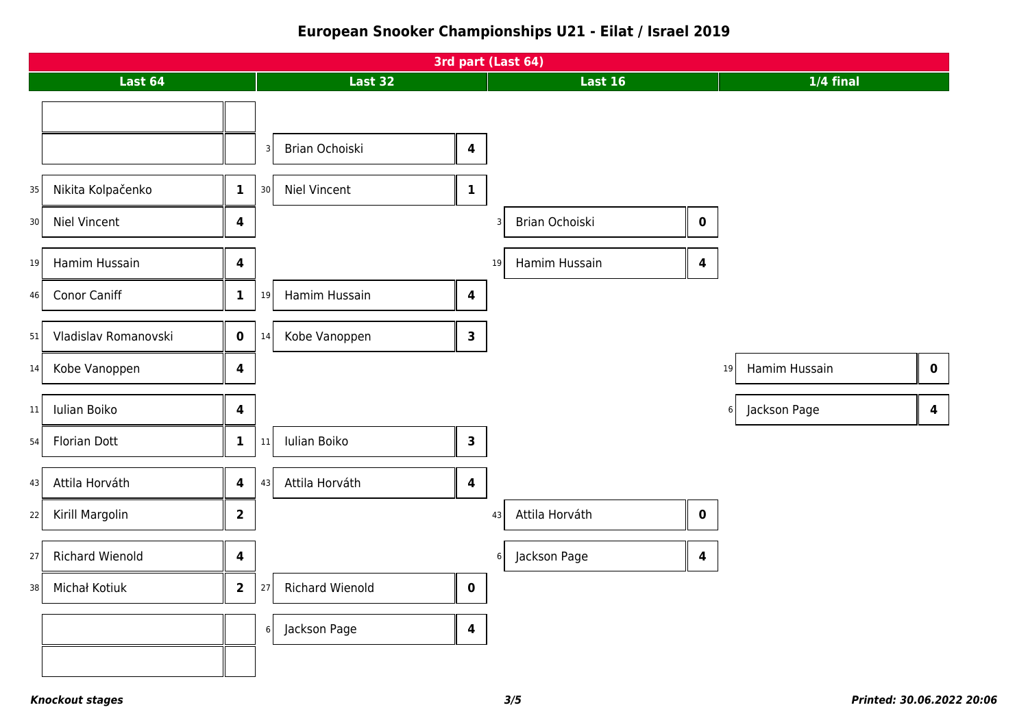# European Snooker Championships U21 - Eilat / Israel 2019

## 3rd part (Last 64)

### Last 64

| Seed | Player | Score |
|---|---|---|
| | | |
| | | |
| 35 | Nikita Kolpačenko | 1 |
| 30 | Niel Vincent | 4 |
| 19 | Hamim Hussain | 4 |
| 46 | Conor Caniff | 1 |
| 51 | Vladislav Romanovski | 0 |
| 14 | Kobe Vanoppen | 4 |
| 11 | Iulian Boiko | 4 |
| 54 | Florian Dott | 1 |
| 43 | Attila Horváth | 4 |
| 22 | Kirill Margolin | 2 |
| 27 | Richard Wienold | 4 |
| 38 | Michał Kotiuk | 2 |
| | | |
| | | |

### Last 32

| Seed | Player | Score |
|---|---|---|
| 3 | Brian Ochoiski | 4 |
| 30 | Niel Vincent | 1 |
| 19 | Hamim Hussain | 4 |
| 14 | Kobe Vanoppen | 3 |
| 11 | Iulian Boiko | 3 |
| 43 | Attila Horváth | 4 |
| 27 | Richard Wienold | 0 |
| 6 | Jackson Page | 4 |

### Last 16

| Seed | Player | Score |
|---|---|---|
| 3 | Brian Ochoiski | 0 |
| 19 | Hamim Hussain | 4 |
| 43 | Attila Horváth | 0 |
| 6 | Jackson Page | 4 |

### 1/4 final

| Seed | Player | Score |
|---|---|---|
| 19 | Hamim Hussain | 0 |
| 6 | Jackson Page | 4 |

***Knockout stages***

***Printed: 30.06.2022 20:06***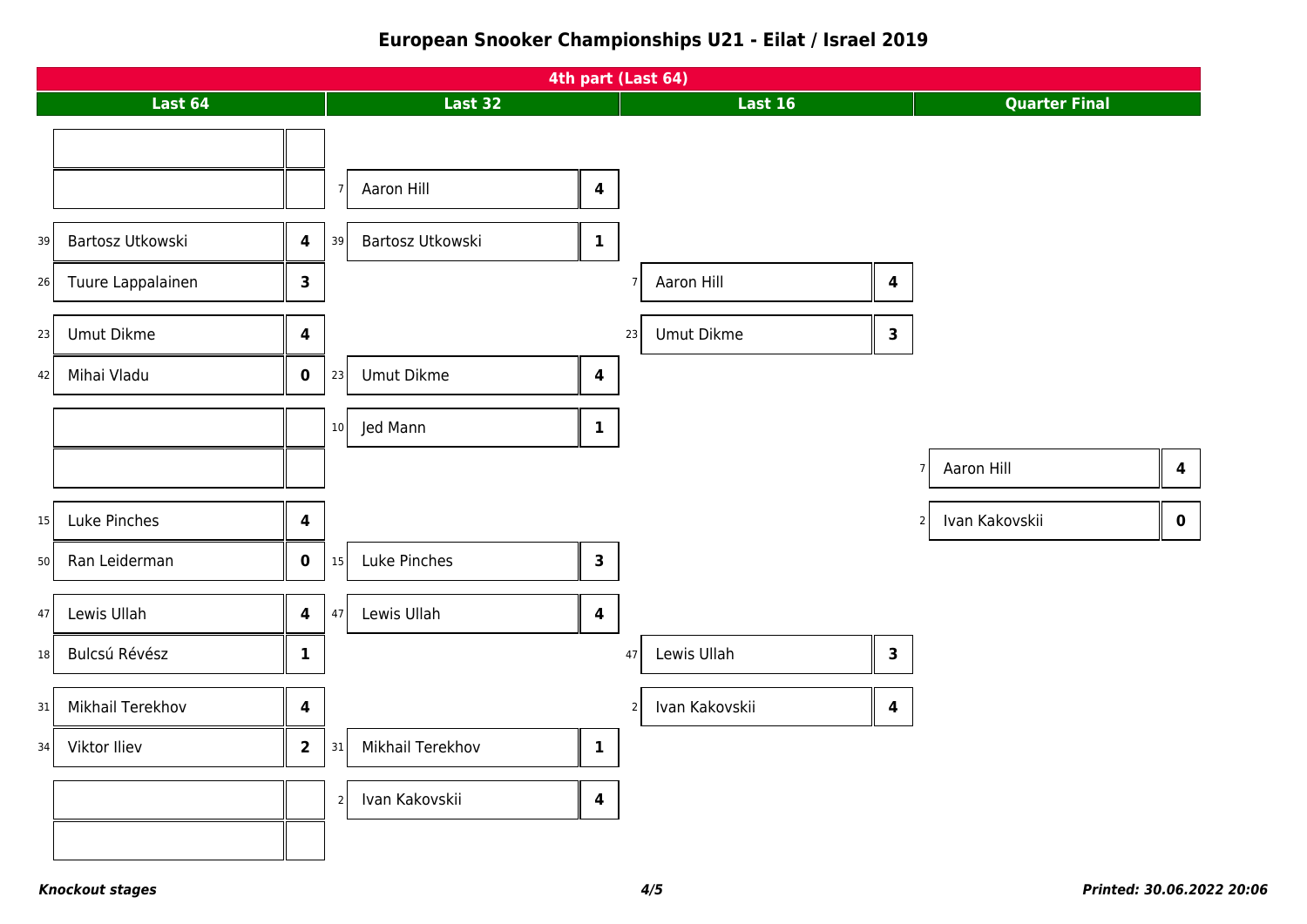# European Snooker Championships U21 - Eilat / Israel 2019

## 4th part (Last 64)

### Last 64

| Seed | Player | Score |
|---|---|---|
| | | |
| | | |
| 39 | Bartosz Utkowski | 4 |
| 26 | Tuure Lappalainen | 3 |
| 23 | Umut Dikme | 4 |
| 42 | Mihai Vladu | 0 |
| | | |
| | | |
| 15 | Luke Pinches | 4 |
| 50 | Ran Leiderman | 0 |
| 47 | Lewis Ullah | 4 |
| 18 | Bulcsú Révész | 1 |
| 31 | Mikhail Terekhov | 4 |
| 34 | Viktor Iliev | 2 |
| | | |
| | | |

### Last 32

| Seed | Player | Score |
|---|---|---|
| 7 | Aaron Hill | 4 |
| 39 | Bartosz Utkowski | 1 |
| 23 | Umut Dikme | 4 |
| 10 | Jed Mann | 1 |
| 15 | Luke Pinches | 3 |
| 47 | Lewis Ullah | 4 |
| 31 | Mikhail Terekhov | 1 |
| 2 | Ivan Kakovskii | 4 |

### Last 16

| Seed | Player | Score |
|---|---|---|
| 7 | Aaron Hill | 4 |
| 23 | Umut Dikme | 3 |
| 47 | Lewis Ullah | 3 |
| 2 | Ivan Kakovskii | 4 |

### Quarter Final

| Seed | Player | Score |
|---|---|---|
| 7 | Aaron Hill | 4 |
| 2 | Ivan Kakovskii | 0 |

*Knockout stages*

*Printed: 30.06.2022 20:06*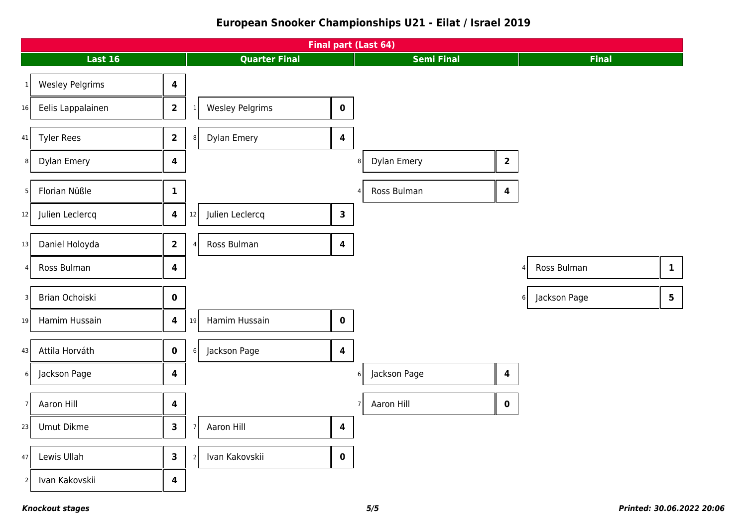# European Snooker Championships U21 - Eilat / Israel 2019

## Final part (Last 64)

### Last 16

| Seed | Player | Score |
|---|---|---|
| 1 | Wesley Pelgrims | 4 |
| 16 | Eelis Lappalainen | 2 |
| 41 | Tyler Rees | 2 |
| 8 | Dylan Emery | 4 |
| 5 | Florian Nüßle | 1 |
| 12 | Julien Leclercq | 4 |
| 13 | Daniel Holoyda | 2 |
| 4 | Ross Bulman | 4 |
| 3 | Brian Ochoiski | 0 |
| 19 | Hamim Hussain | 4 |
| 43 | Attila Horváth | 0 |
| 6 | Jackson Page | 4 |
| 7 | Aaron Hill | 4 |
| 23 | Umut Dikme | 3 |
| 47 | Lewis Ullah | 3 |
| 2 | Ivan Kakovskii | 4 |

### Quarter Final

| Seed | Player | Score |
|---|---|---|
| 1 | Wesley Pelgrims | 0 |
| 8 | Dylan Emery | 4 |
| 12 | Julien Leclercq | 3 |
| 4 | Ross Bulman | 4 |
| 19 | Hamim Hussain | 0 |
| 6 | Jackson Page | 4 |
| 7 | Aaron Hill | 4 |
| 2 | Ivan Kakovskii | 0 |

### Semi Final

| Seed | Player | Score |
|---|---|---|
| 8 | Dylan Emery | 2 |
| 4 | Ross Bulman | 4 |
| 6 | Jackson Page | 4 |
| 7 | Aaron Hill | 0 |

### Final

| Seed | Player | Score |
|---|---|---|
| 4 | Ross Bulman | 1 |
| 6 | Jackson Page | 5 |

***Knockout stages***

***Printed: 30.06.2022 20:06***